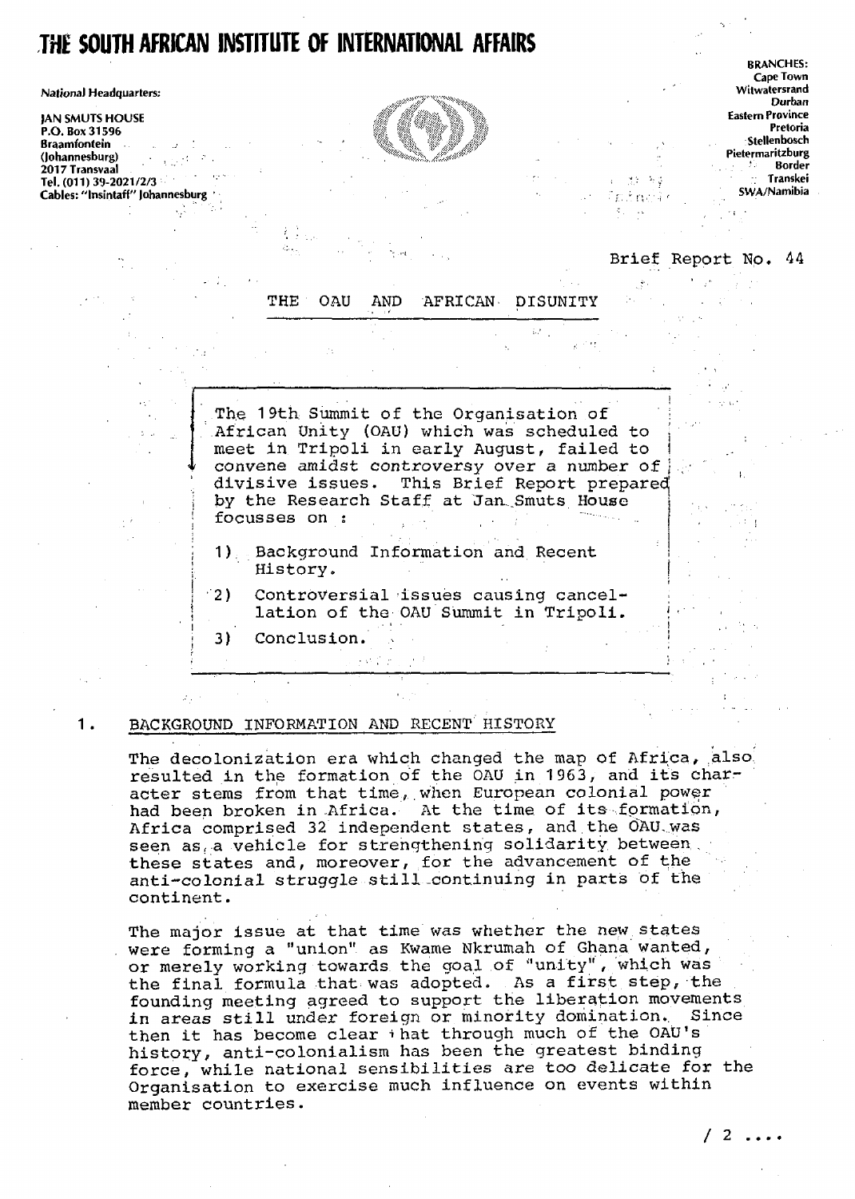# THE SOUTH AFRICAN INSTITUTE OF INTERNATIONAL AFFAIRS

National Headquarters:

JAN SMUTS HOUSE
P.O. Box 31596
Braamfontein
(Johannesburg)
2017 Transvaal
Tel. (011) 39-2021/2/3
Cables: "Insintaff" Johannesburg

BRANCHES:
Cape Town
Witwatersrand
Durban
Eastern Province
Pretoria
Stellenbosch
Pietermaritzburg
Border
Transkei
SWA/Namibia

Brief Report No. 44

## THE OAU AND AFRICAN DISUNITY

The 19th Summit of the Organisation of African Unity (OAU) which was scheduled to meet in Tripoli in early August, failed to convene amidst controversy over a number of divisive issues. This Brief Report prepared by the Research Staff at Jan Smuts House focusses on :

1) Background Information and Recent History.
2) Controversial issues causing cancellation of the OAU Summit in Tripoli.
3) Conclusion.

### 1. BACKGROUND INFORMATION AND RECENT HISTORY

The decolonization era which changed the map of Africa, also resulted in the formation of the OAU in 1963, and its character stems from that time, when European colonial power had been broken in Africa. At the time of its formation, Africa comprised 32 independent states, and the OAU was seen as a vehicle for strengthening solidarity between these states and, moreover, for the advancement of the anti-colonial struggle still continuing in parts of the continent.

The major issue at that time was whether the new states were forming a "union" as Kwame Nkrumah of Ghana wanted, or merely working towards the goal of "unity", which was the final formula that was adopted. As a first step, the founding meeting agreed to support the liberation movements in areas still under foreign or minority domination. Since then it has become clear that through much of the OAU's history, anti-colonialism has been the greatest binding force, while national sensibilities are too delicate for the Organisation to exercise much influence on events within member countries.

/ 2 ....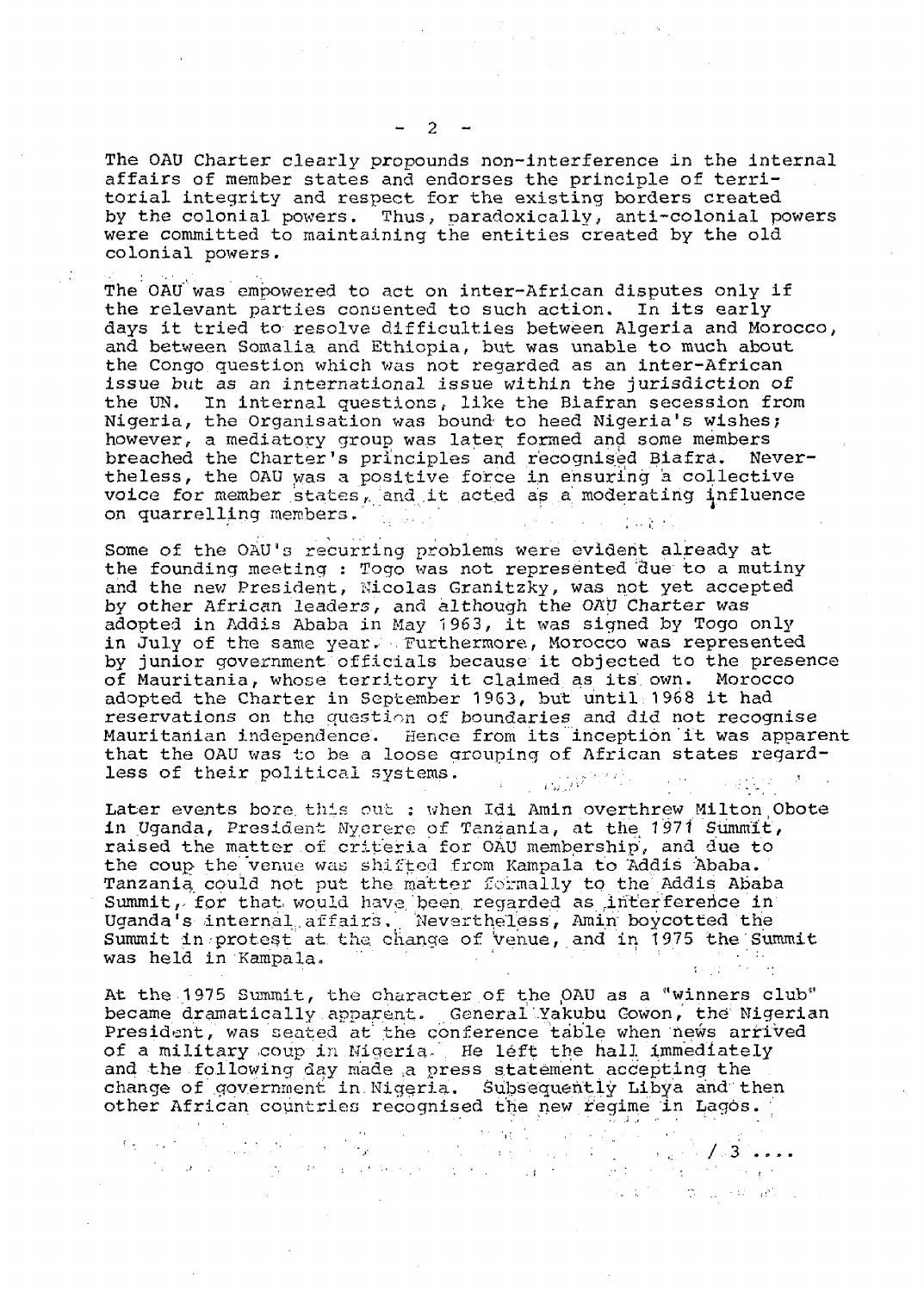The OAU Charter clearly propounds non-interference in the internal affairs of member states and endorses the principle of territorial integrity and respect for the existing borders created by the colonial powers. Thus, paradoxically, anti-colonial powers were committed to maintaining the entities created by the old colonial powers.

The OAU was empowered to act on inter-African disputes only if the relevant parties consented to such action. In its early days it tried to resolve difficulties between Algeria and Morocco, and between Somalia and Ethiopia, but was unable to much about the Congo question which was not regarded as an inter-African issue but as an international issue within the jurisdiction of the UN. In internal questions, like the Biafran secession from Nigeria, the Organisation was bound to heed Nigeria's wishes; however, a mediatory group was later formed and some members breached the Charter's principles and recognised Biafra. Nevertheless, the OAU was a positive force in ensuring a collective voice for member states, and it acted as a moderating influence on quarrelling members.

Some of the OAU's recurring problems were evident already at the founding meeting : Togo was not represented due to a mutiny and the new President, Nicolas Granitzky, was not yet accepted by other African leaders, and although the OAU Charter was adopted in Addis Ababa in May 1963, it was signed by Togo only in July of the same year. Furthermore, Morocco was represented by junior government officials because it objected to the presence of Mauritania, whose territory it claimed as its own. Morocco adopted the Charter in September 1963, but until 1968 it had reservations on the question of boundaries and did not recognise Mauritanian independence. Hence from its inception it was apparent that the OAU was to be a loose grouping of African states regardless of their political systems.

Later events bore this out : when Idi Amin overthrew Milton Obote in Uganda, President Nyerere of Tanzania, at the 1971 Summit, raised the matter of criteria for OAU membership, and due to the coup the venue was shifted from Kampala to Addis Ababa. Tanzania could not put the matter formally to the Addis Ababa Summit, for that would have been regarded as interference in Uganda's internal affairs. Nevertheless, Amin boycotted the Summit in protest at the change of venue, and in 1975 the Summit was held in Kampala.

At the 1975 Summit, the character of the OAU as a "winners club" became dramatically apparent. General Yakubu Gowon, the Nigerian President, was seated at the conference table when news arrived of a military coup in Nigeria. He left the hall immediately and the following day made a press statement accepting the change of government in Nigeria. Subsequently Libya and then other African countries recognised the new regime in Lagos.

/3 ....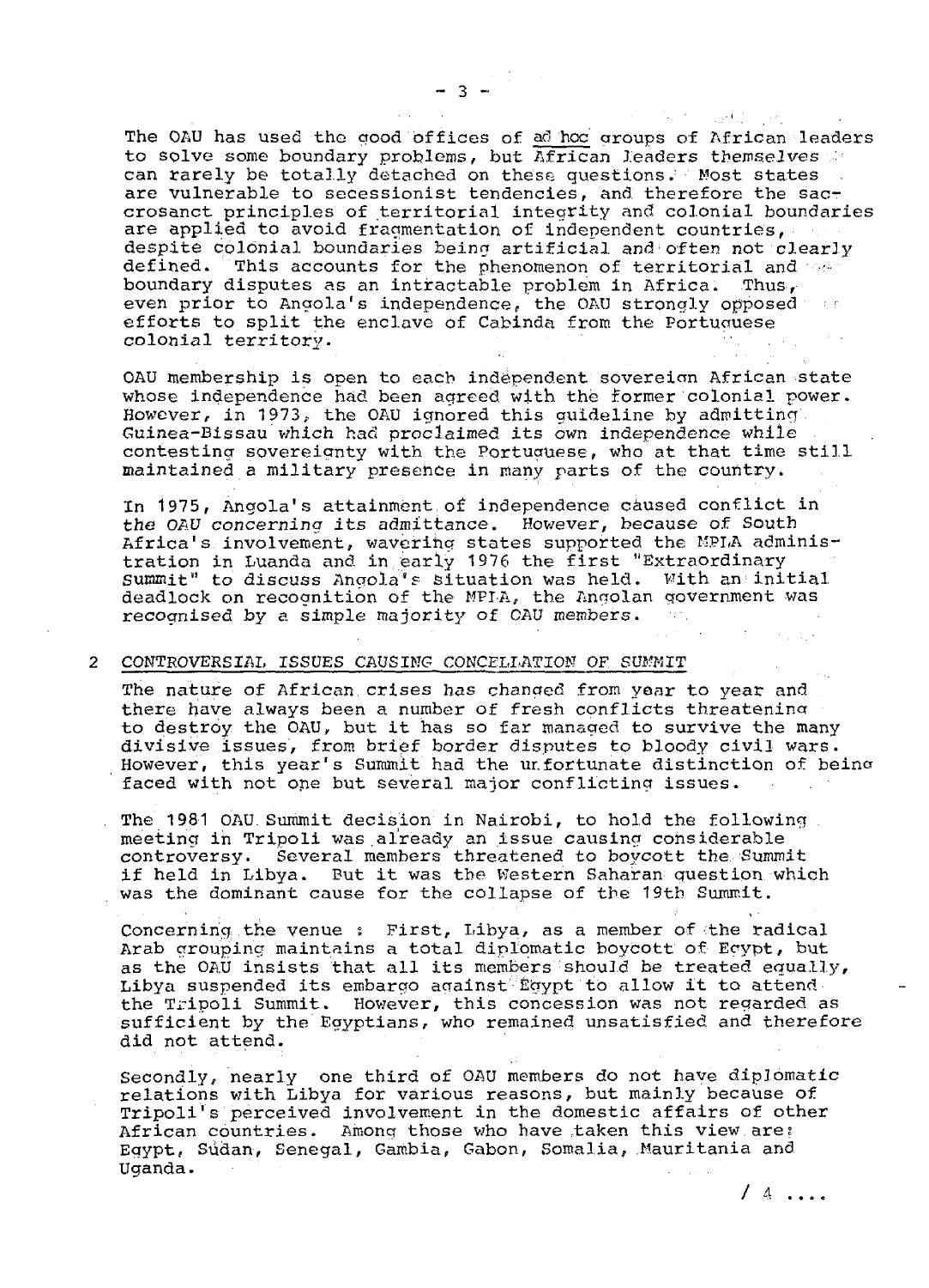The OAU has used the good offices of *ad hoc* groups of African leaders to solve some boundary problems, but African leaders themselves can rarely be totally detached on these questions. Most states are vulnerable to secessionist tendencies, and therefore the sacrosanct principles of territorial integrity and colonial boundaries are applied to avoid fragmentation of independent countries, despite colonial boundaries being artificial and often not clearly defined. This accounts for the phenomenon of territorial and boundary disputes as an intractable problem in Africa. Thus, even prior to Angola's independence, the OAU strongly opposed efforts to split the enclave of Cabinda from the Portuguese colonial territory.

OAU membership is open to each independent sovereign African state whose independence had been agreed with the former colonial power. However, in 1973, the OAU ignored this guideline by admitting Guinea-Bissau which had proclaimed its own independence while contesting sovereignty with the Portuguese, who at that time still maintained a military presence in many parts of the country.

In 1975, Angola's attainment of independence caused conflict in the OAU concerning its admittance. However, because of South Africa's involvement, wavering states supported the MPLA administration in Luanda and in early 1976 the first "Extraordinary Summit" to discuss Angola's situation was held. With an initial deadlock on recognition of the MPLA, the Angolan government was recognised by a simple majority of OAU members.

## 2 CONTROVERSIAL ISSUES CAUSING CONCELLATION OF SUMMIT

The nature of African crises has changed from year to year and there have always been a number of fresh conflicts threatening to destroy the OAU, but it has so far managed to survive the many divisive issues, from brief border disputes to bloody civil wars. However, this year's Summit had the unfortunate distinction of being faced with not one but several major conflicting issues.

The 1981 OAU Summit decision in Nairobi, to hold the following meeting in Tripoli was already an issue causing considerable controversy. Several members threatened to boycott the Summit if held in Libya. But it was the Western Saharan question which was the dominant cause for the collapse of the 19th Summit.

Concerning the venue : First, Libya, as a member of the radical Arab grouping maintains a total diplomatic boycott of Egypt, but as the OAU insists that all its members should be treated equally, Libya suspended its embargo against Egypt to allow it to attend the Tripoli Summit. However, this concession was not regarded as sufficient by the Egyptians, who remained unsatisfied and therefore did not attend.

Secondly, nearly one third of OAU members do not have diplomatic relations with Libya for various reasons, but mainly because of Tripoli's perceived involvement in the domestic affairs of other African countries. Among those who have taken this view are: Egypt, Sudan, Senegal, Gambia, Gabon, Somalia, Mauritania and Uganda.

/ 4 ....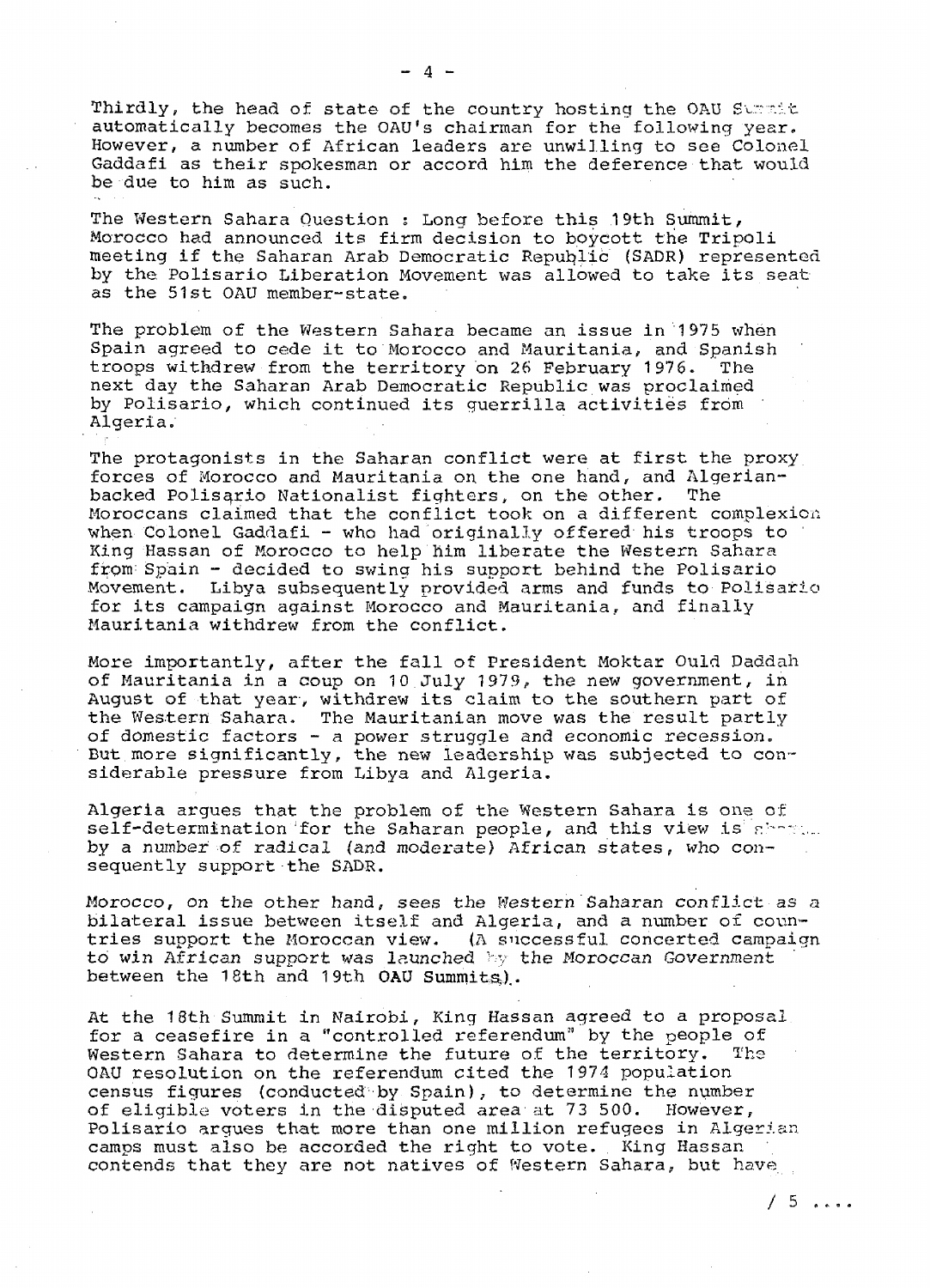Thirdly, the head of state of the country hosting the OAU Summit automatically becomes the OAU's chairman for the following year. However, a number of African leaders are unwilling to see Colonel Gaddafi as their spokesman or accord him the deference that would be due to him as such.

The Western Sahara Question : Long before this 19th Summit, Morocco had announced its firm decision to boycott the Tripoli meeting if the Saharan Arab Democratic Republic (SADR) represented by the Polisario Liberation Movement was allowed to take its seat as the 51st OAU member-state.

The problem of the Western Sahara became an issue in 1975 when Spain agreed to cede it to Morocco and Mauritania, and Spanish troops withdrew from the territory on 26 February 1976. The next day the Saharan Arab Democratic Republic was proclaimed by Polisario, which continued its guerrilla activities from Algeria.

The protagonists in the Saharan conflict were at first the proxy forces of Morocco and Mauritania on the one hand, and Algerian-backed Polisario Nationalist fighters, on the other. The Moroccans claimed that the conflict took on a different complexion when Colonel Gaddafi - who had originally offered his troops to King Hassan of Morocco to help him liberate the Western Sahara from Spain - decided to swing his support behind the Polisario Movement. Libya subsequently provided arms and funds to Polisario for its campaign against Morocco and Mauritania, and finally Mauritania withdrew from the conflict.

More importantly, after the fall of President Moktar Ould Daddah of Mauritania in a coup on 10 July 1979, the new government, in August of that year, withdrew its claim to the southern part of the Western Sahara. The Mauritanian move was the result partly of domestic factors - a power struggle and economic recession. But more significantly, the new leadership was subjected to considerable pressure from Libya and Algeria.

Algeria argues that the problem of the Western Sahara is one of self-determination for the Saharan people, and this view is shared by a number of radical (and moderate) African states, who consequently support the SADR.

Morocco, on the other hand, sees the Western Saharan conflict as a bilateral issue between itself and Algeria, and a number of countries support the Moroccan view. (A successful concerted campaign to win African support was launched by the Moroccan Government between the 18th and 19th OAU Summits).

At the 18th Summit in Nairobi, King Hassan agreed to a proposal for a ceasefire in a "controlled referendum" by the people of Western Sahara to determine the future of the territory. The OAU resolution on the referendum cited the 1974 population census figures (conducted by Spain), to determine the number of eligible voters in the disputed area at 73 500. However, Polisario argues that more than one million refugees in Algerian camps must also be accorded the right to vote. King Hassan contends that they are not natives of Western Sahara, but have

/ 5 ....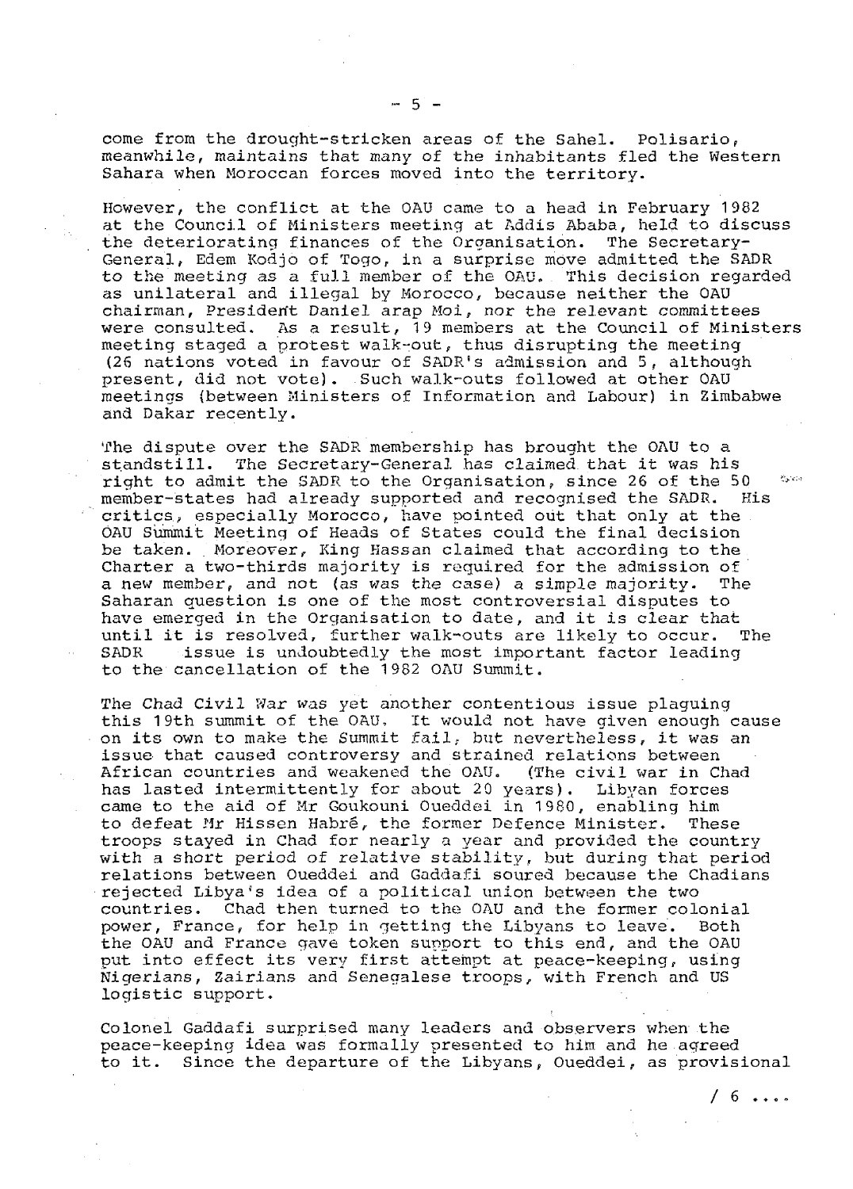come from the drought-stricken areas of the Sahel. Polisario, meanwhile, maintains that many of the inhabitants fled the Western Sahara when Moroccan forces moved into the territory.

However, the conflict at the OAU came to a head in February 1982 at the Council of Ministers meeting at Addis Ababa, held to discuss the deteriorating finances of the Organisation. The Secretary-General, Edem Kodjo of Togo, in a surprise move admitted the SADR to the meeting as a full member of the OAU. This decision regarded as unilateral and illegal by Morocco, because neither the OAU chairman, President Daniel arap Moi, nor the relevant committees were consulted. As a result, 19 members at the Council of Ministers meeting staged a protest walk-out, thus disrupting the meeting (26 nations voted in favour of SADR's admission and 5, although present, did not vote). Such walk-outs followed at other OAU meetings (between Ministers of Information and Labour) in Zimbabwe and Dakar recently.

The dispute over the SADR membership has brought the OAU to a standstill. The Secretary-General has claimed that it was his right to admit the SADR to the Organisation, since 26 of the 50 member-states had already supported and recognised the SADR. His critics, especially Morocco, have pointed out that only at the OAU Summit Meeting of Heads of States could the final decision be taken. Moreover, King Hassan claimed that according to the Charter a two-thirds majority is required for the admission of a new member, and not (as was the case) a simple majority. The Saharan question is one of the most controversial disputes to have emerged in the Organisation to date, and it is clear that until it is resolved, further walk-outs are likely to occur. The SADR issue is undoubtedly the most important factor leading to the cancellation of the 1982 OAU Summit.

The Chad Civil War was yet another contentious issue plaguing this 19th summit of the OAU. It would not have given enough cause on its own to make the Summit fail, but nevertheless, it was an issue that caused controversy and strained relations between African countries and weakened the OAU. (The civil war in Chad has lasted intermittently for about 20 years). Libyan forces came to the aid of Mr Goukouni Oueddei in 1980, enabling him to defeat Mr Hissen Habré, the former Defence Minister. These troops stayed in Chad for nearly a year and provided the country with a short period of relative stability, but during that period relations between Oueddei and Gaddafi soured because the Chadians rejected Libya's idea of a political union between the two countries. Chad then turned to the OAU and the former colonial power, France, for help in getting the Libyans to leave. Both the OAU and France gave token support to this end, and the OAU put into effect its very first attempt at peace-keeping, using Nigerians, Zairians and Senegalese troops, with French and US logistic support.

Colonel Gaddafi surprised many leaders and observers when the peace-keeping idea was formally presented to him and he agreed to it. Since the departure of the Libyans, Oueddei, as provisional

/ 6 ....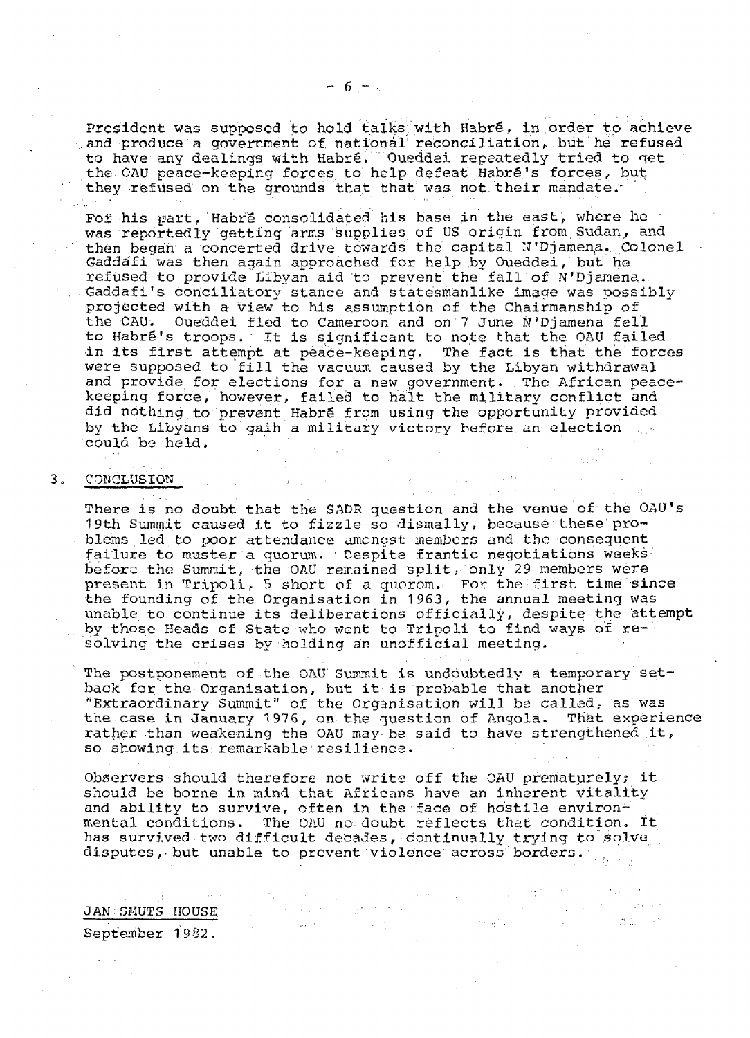President was supposed to hold talks with Habré, in order to achieve and produce a government of national reconciliation, but he refused to have any dealings with Habré. Oueddei repeatedly tried to get the OAU peace-keeping forces to help defeat Habré's forces, but they refused on the grounds that that was not their mandate.

For his part, Habré consolidated his base in the east, where he was reportedly getting arms supplies of US origin from Sudan, and then began a concerted drive towards the capital N'Djamena. Colonel Gaddafi was then again approached for help by Oueddei, but he refused to provide Libyan aid to prevent the fall of N'Djamena. Gaddafi's conciliatory stance and statesmanlike image was possibly projected with a view to his assumption of the Chairmanship of the OAU. Oueddei fled to Cameroon and on 7 June N'Djamena fell to Habré's troops. It is significant to note that the OAU failed in its first attempt at peace-keeping. The fact is that the forces were supposed to fill the vacuum caused by the Libyan withdrawal and provide for elections for a new government. The African peace-keeping force, however, failed to halt the military conflict and did nothing to prevent Habré from using the opportunity provided by the Libyans to gain a military victory before an election could be held.

## 3. CONCLUSION

There is no doubt that the SADR question and the venue of the OAU's 19th Summit caused it to fizzle so dismally, because these problems led to poor attendance amongst members and the consequent failure to muster a quorum. Despite frantic negotiations weeks before the Summit, the OAU remained split, only 29 members were present in Tripoli, 5 short of a quorom. For the first time since the founding of the Organisation in 1963, the annual meeting was unable to continue its deliberations officially, despite the attempt by those Heads of State who went to Tripoli to find ways of resolving the crises by holding an unofficial meeting.

The postponement of the OAU Summit is undoubtedly a temporary setback for the Organisation, but it is probable that another "Extraordinary Summit" of the Organisation will be called, as was the case in January 1976, on the question of Angola. That experience rather than weakening the OAU may be said to have strengthened it, so showing its remarkable resilience.

Observers should therefore not write off the OAU prematurely; it should be borne in mind that Africans have an inherent vitality and ability to survive, often in the face of hostile environmental conditions. The OAU no doubt reflects that condition. It has survived two difficult decades, continually trying to solve disputes, but unable to prevent violence across borders.

JAN SMUTS HOUSE

September 1982.